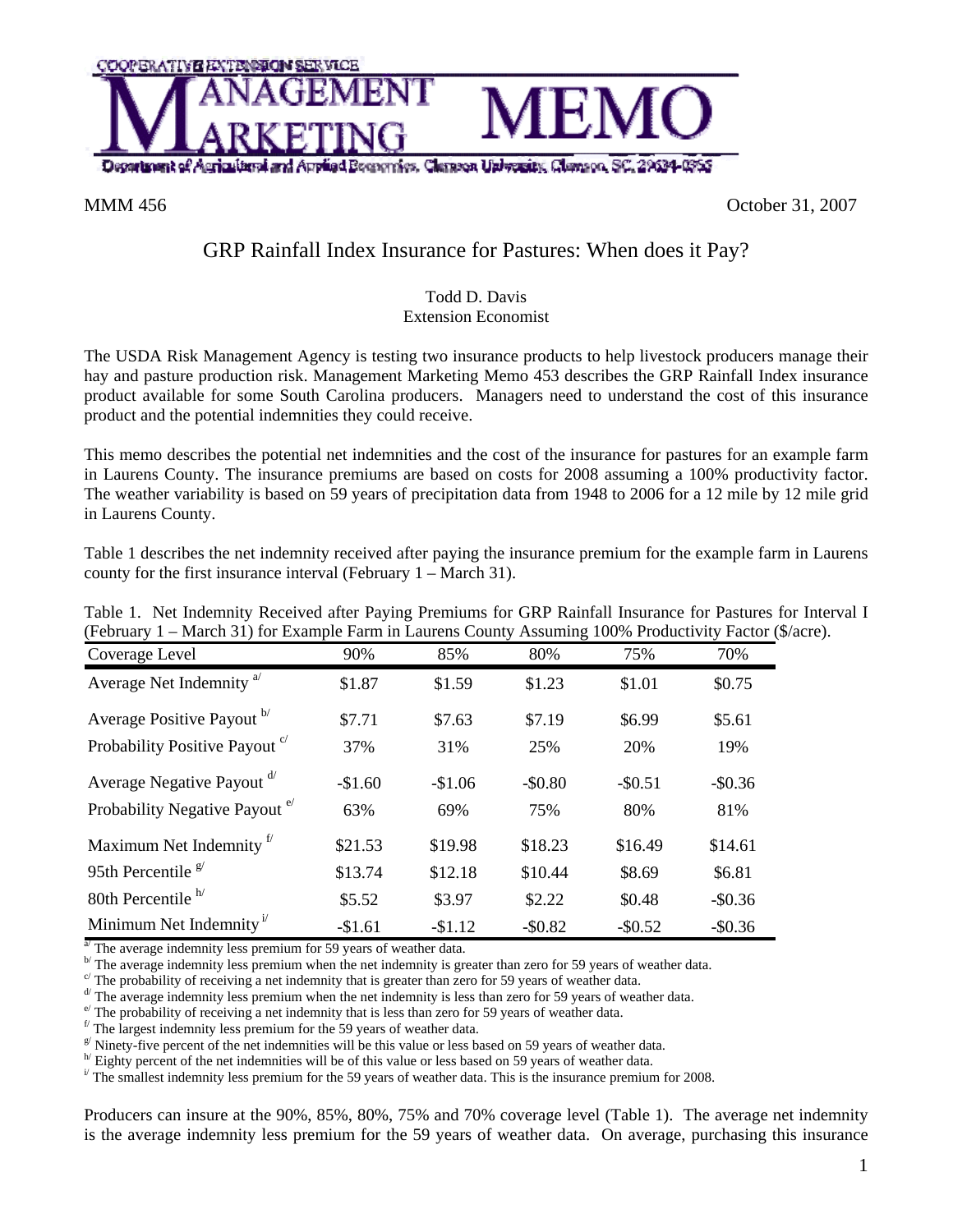COOPERATIVE EXTENSION SERVICE

# MANAGEMENT MARKETING MEMO

Department of Agricultural and Applied Economics, Clemson University, Clemson, SC, 29634-0355

MMM 456 October 31, 2007

## GRP Rainfall Index Insurance for Pastures: When does it Pay?

Todd D. Davis
Extension Economist

The USDA Risk Management Agency is testing two insurance products to help livestock producers manage their hay and pasture production risk. Management Marketing Memo 453 describes the GRP Rainfall Index insurance product available for some South Carolina producers. Managers need to understand the cost of this insurance product and the potential indemnities they could receive.

This memo describes the potential net indemnities and the cost of the insurance for pastures for an example farm in Laurens County. The insurance premiums are based on costs for 2008 assuming a 100% productivity factor. The weather variability is based on 59 years of precipitation data from 1948 to 2006 for a 12 mile by 12 mile grid in Laurens County.

Table 1 describes the net indemnity received after paying the insurance premium for the example farm in Laurens county for the first insurance interval (February 1 – March 31).

Table 1. Net Indemnity Received after Paying Premiums for GRP Rainfall Insurance for Pastures for Interval I (February 1 – March 31) for Example Farm in Laurens County Assuming 100% Productivity Factor ($/acre).

| Coverage Level | 90% | 85% | 80% | 75% | 70% |
|---|---|---|---|---|---|
| Average Net Indemnity [a/] | $1.87 | $1.59 | $1.23 | $1.01 | $0.75 |
| Average Positive Payout [b/] | $7.71 | $7.63 | $7.19 | $6.99 | $5.61 |
| Probability Positive Payout [c/] | 37% | 31% | 25% | 20% | 19% |
| Average Negative Payout [d/] | -$1.60 | -$1.06 | -$0.80 | -$0.51 | -$0.36 |
| Probability Negative Payout [e/] | 63% | 69% | 75% | 80% | 81% |
| Maximum Net Indemnity [f/] | $21.53 | $19.98 | $18.23 | $16.49 | $14.61 |
| 95th Percentile [g/] | $13.74 | $12.18 | $10.44 | $8.69 | $6.81 |
| 80th Percentile [h/] | $5.52 | $3.97 | $2.22 | $0.48 | -$0.36 |
| Minimum Net Indemnity [i/] | -$1.61 | -$1.12 | -$0.82 | -$0.52 | -$0.36 |

[a/] The average indemnity less premium for 59 years of weather data.
[b/] The average indemnity less premium when the net indemnity is greater than zero for 59 years of weather data.
[c/] The probability of receiving a net indemnity that is greater than zero for 59 years of weather data.
[d/] The average indemnity less premium when the net indemnity is less than zero for 59 years of weather data.
[e/] The probability of receiving a net indemnity that is less than zero for 59 years of weather data.
[f/] The largest indemnity less premium for the 59 years of weather data.
[g/] Ninety-five percent of the net indemnities will be this value or less based on 59 years of weather data.
[h/] Eighty percent of the net indemnities will be of this value or less based on 59 years of weather data.
[i/] The smallest indemnity less premium for the 59 years of weather data. This is the insurance premium for 2008.

Producers can insure at the 90%, 85%, 80%, 75% and 70% coverage level (Table 1). The average net indemnity is the average indemnity less premium for the 59 years of weather data. On average, purchasing this insurance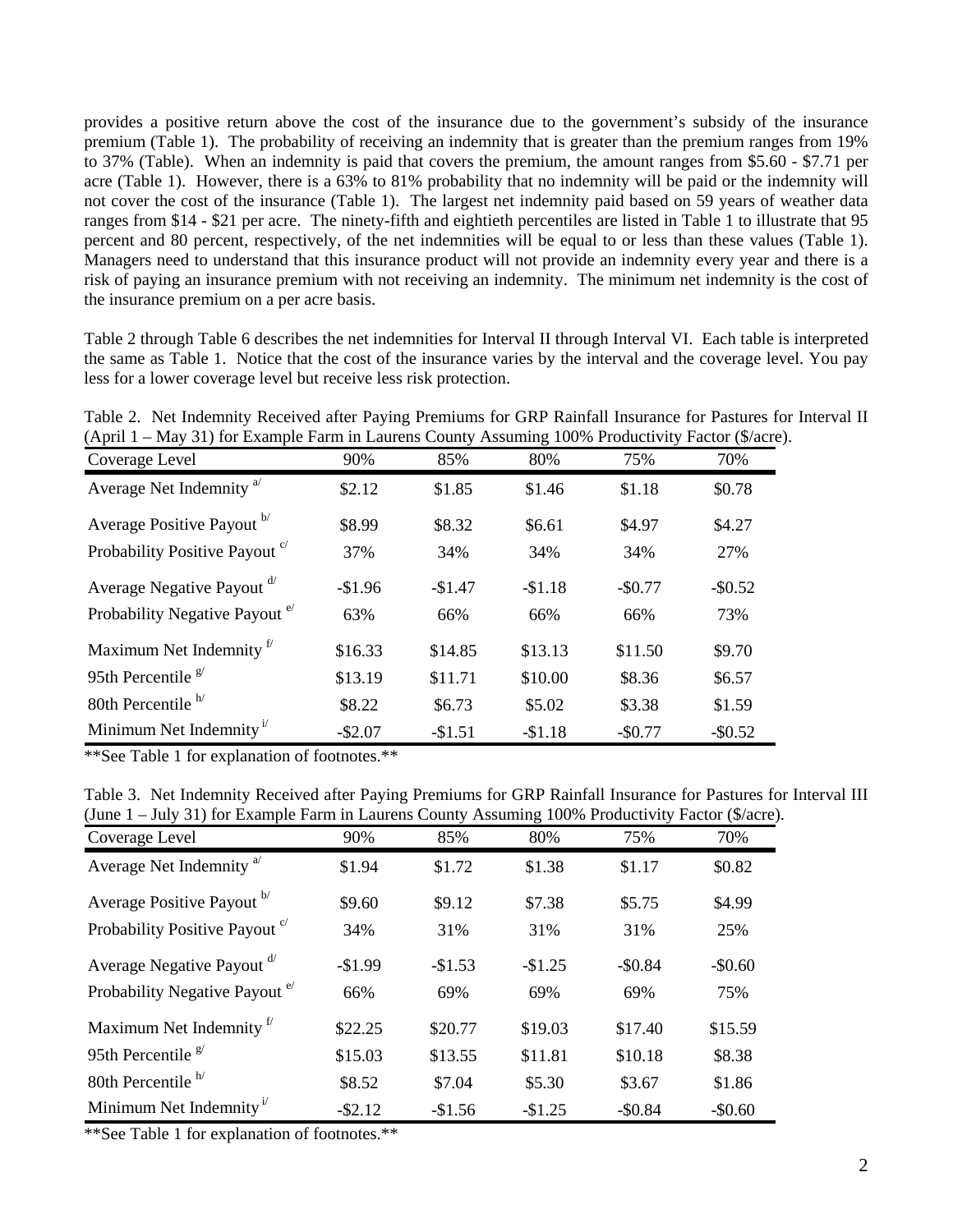provides a positive return above the cost of the insurance due to the government's subsidy of the insurance premium (Table 1). The probability of receiving an indemnity that is greater than the premium ranges from 19% to 37% (Table). When an indemnity is paid that covers the premium, the amount ranges from $5.60 - $7.71 per acre (Table 1). However, there is a 63% to 81% probability that no indemnity will be paid or the indemnity will not cover the cost of the insurance (Table 1). The largest net indemnity paid based on 59 years of weather data ranges from $14 - $21 per acre. The ninety-fifth and eightieth percentiles are listed in Table 1 to illustrate that 95 percent and 80 percent, respectively, of the net indemnities will be equal to or less than these values (Table 1). Managers need to understand that this insurance product will not provide an indemnity every year and there is a risk of paying an insurance premium with not receiving an indemnity. The minimum net indemnity is the cost of the insurance premium on a per acre basis.

Table 2 through Table 6 describes the net indemnities for Interval II through Interval VI. Each table is interpreted the same as Table 1. Notice that the cost of the insurance varies by the interval and the coverage level. You pay less for a lower coverage level but receive less risk protection.

Table 2. Net Indemnity Received after Paying Premiums for GRP Rainfall Insurance for Pastures for Interval II (April 1 – May 31) for Example Farm in Laurens County Assuming 100% Productivity Factor ($/acre).

| Coverage Level | 90% | 85% | 80% | 75% | 70% |
|---|---|---|---|---|---|
| Average Net Indemnity [a/] | $2.12 | $1.85 | $1.46 | $1.18 | $0.78 |
| Average Positive Payout [b/] | $8.99 | $8.32 | $6.61 | $4.97 | $4.27 |
| Probability Positive Payout [c/] | 37% | 34% | 34% | 34% | 27% |
| Average Negative Payout [d/] | -$1.96 | -$1.47 | -$1.18 | -$0.77 | -$0.52 |
| Probability Negative Payout [e/] | 63% | 66% | 66% | 66% | 73% |
| Maximum Net Indemnity [f/] | $16.33 | $14.85 | $13.13 | $11.50 | $9.70 |
| 95th Percentile [g/] | $13.19 | $11.71 | $10.00 | $8.36 | $6.57 |
| 80th Percentile [h/] | $8.22 | $6.73 | $5.02 | $3.38 | $1.59 |
| Minimum Net Indemnity [i/] | -$2.07 | -$1.51 | -$1.18 | -$0.77 | -$0.52 |

**See Table 1 for explanation of footnotes.**

Table 3. Net Indemnity Received after Paying Premiums for GRP Rainfall Insurance for Pastures for Interval III (June 1 – July 31) for Example Farm in Laurens County Assuming 100% Productivity Factor ($/acre).

| Coverage Level | 90% | 85% | 80% | 75% | 70% |
|---|---|---|---|---|---|
| Average Net Indemnity [a/] | $1.94 | $1.72 | $1.38 | $1.17 | $0.82 |
| Average Positive Payout [b/] | $9.60 | $9.12 | $7.38 | $5.75 | $4.99 |
| Probability Positive Payout [c/] | 34% | 31% | 31% | 31% | 25% |
| Average Negative Payout [d/] | -$1.99 | -$1.53 | -$1.25 | -$0.84 | -$0.60 |
| Probability Negative Payout [e/] | 66% | 69% | 69% | 69% | 75% |
| Maximum Net Indemnity [f/] | $22.25 | $20.77 | $19.03 | $17.40 | $15.59 |
| 95th Percentile [g/] | $15.03 | $13.55 | $11.81 | $10.18 | $8.38 |
| 80th Percentile [h/] | $8.52 | $7.04 | $5.30 | $3.67 | $1.86 |
| Minimum Net Indemnity [i/] | -$2.12 | -$1.56 | -$1.25 | -$0.84 | -$0.60 |

**See Table 1 for explanation of footnotes.**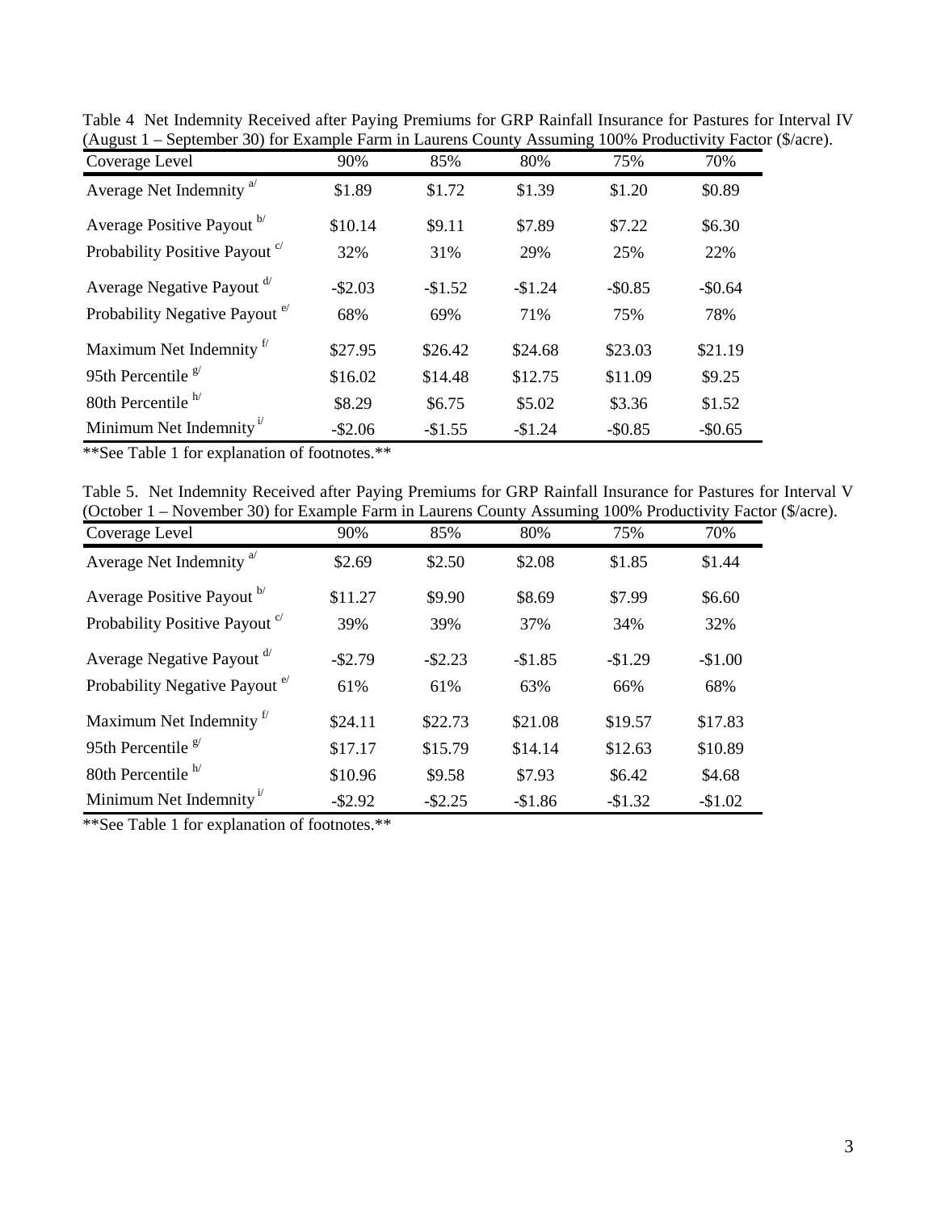Table 4 Net Indemnity Received after Paying Premiums for GRP Rainfall Insurance for Pastures for Interval IV (August 1 – September 30) for Example Farm in Laurens County Assuming 100% Productivity Factor ($/acre).

| Coverage Level | 90% | 85% | 80% | 75% | 70% |
|---|---|---|---|---|---|
| Average Net Indemnity [a/] | $1.89 | $1.72 | $1.39 | $1.20 | $0.89 |
| Average Positive Payout [b/] | $10.14 | $9.11 | $7.89 | $7.22 | $6.30 |
| Probability Positive Payout [c/] | 32% | 31% | 29% | 25% | 22% |
| Average Negative Payout [d/] | -$2.03 | -$1.52 | -$1.24 | -$0.85 | -$0.64 |
| Probability Negative Payout [e/] | 68% | 69% | 71% | 75% | 78% |
| Maximum Net Indemnity [f/] | $27.95 | $26.42 | $24.68 | $23.03 | $21.19 |
| 95th Percentile [g/] | $16.02 | $14.48 | $12.75 | $11.09 | $9.25 |
| 80th Percentile [h/] | $8.29 | $6.75 | $5.02 | $3.36 | $1.52 |
| Minimum Net Indemnity [i/] | -$2.06 | -$1.55 | -$1.24 | -$0.85 | -$0.65 |

**See Table 1 for explanation of footnotes.**

Table 5. Net Indemnity Received after Paying Premiums for GRP Rainfall Insurance for Pastures for Interval V (October 1 – November 30) for Example Farm in Laurens County Assuming 100% Productivity Factor ($/acre).

| Coverage Level | 90% | 85% | 80% | 75% | 70% |
|---|---|---|---|---|---|
| Average Net Indemnity [a/] | $2.69 | $2.50 | $2.08 | $1.85 | $1.44 |
| Average Positive Payout [b/] | $11.27 | $9.90 | $8.69 | $7.99 | $6.60 |
| Probability Positive Payout [c/] | 39% | 39% | 37% | 34% | 32% |
| Average Negative Payout [d/] | -$2.79 | -$2.23 | -$1.85 | -$1.29 | -$1.00 |
| Probability Negative Payout [e/] | 61% | 61% | 63% | 66% | 68% |
| Maximum Net Indemnity [f/] | $24.11 | $22.73 | $21.08 | $19.57 | $17.83 |
| 95th Percentile [g/] | $17.17 | $15.79 | $14.14 | $12.63 | $10.89 |
| 80th Percentile [h/] | $10.96 | $9.58 | $7.93 | $6.42 | $4.68 |
| Minimum Net Indemnity [i/] | -$2.92 | -$2.25 | -$1.86 | -$1.32 | -$1.02 |

**See Table 1 for explanation of footnotes.**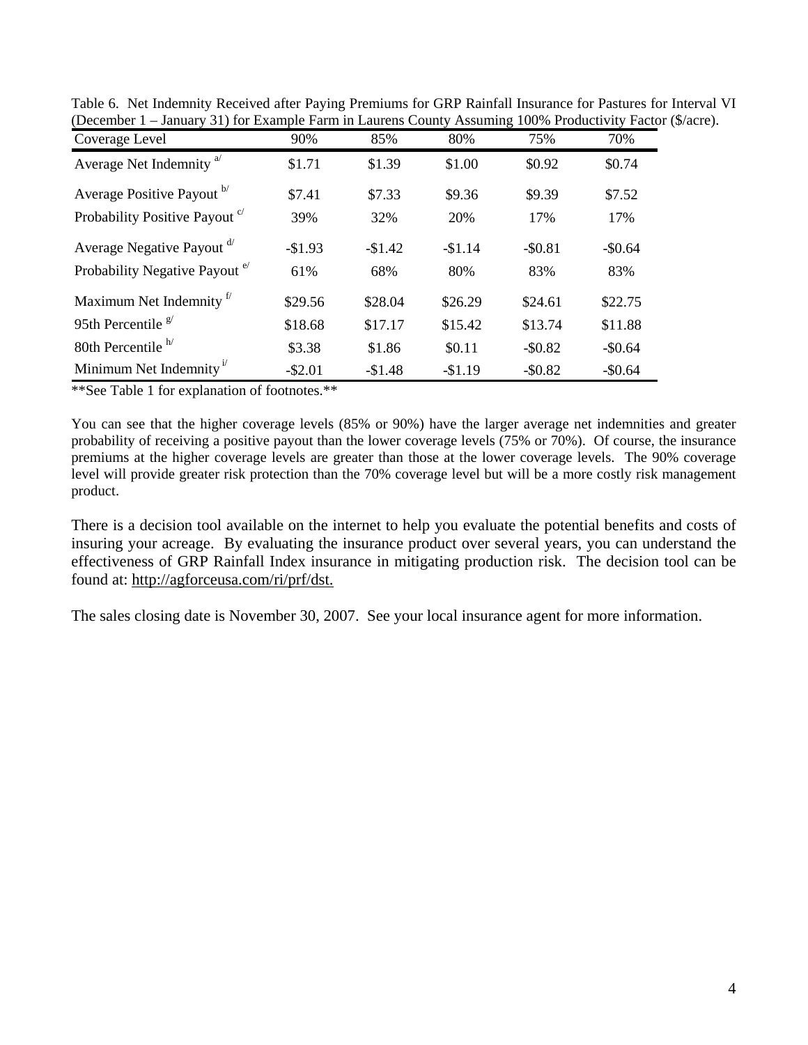Table 6. Net Indemnity Received after Paying Premiums for GRP Rainfall Insurance for Pastures for Interval VI (December 1 – January 31) for Example Farm in Laurens County Assuming 100% Productivity Factor ($/acre).

| Coverage Level | 90% | 85% | 80% | 75% | 70% |
|---|---|---|---|---|---|
| Average Net Indemnity [a/] | $1.71 | $1.39 | $1.00 | $0.92 | $0.74 |
| Average Positive Payout [b/] | $7.41 | $7.33 | $9.36 | $9.39 | $7.52 |
| Probability Positive Payout [c/] | 39% | 32% | 20% | 17% | 17% |
| Average Negative Payout [d/] | -$1.93 | -$1.42 | -$1.14 | -$0.81 | -$0.64 |
| Probability Negative Payout [e/] | 61% | 68% | 80% | 83% | 83% |
| Maximum Net Indemnity [f/] | $29.56 | $28.04 | $26.29 | $24.61 | $22.75 |
| 95th Percentile [g/] | $18.68 | $17.17 | $15.42 | $13.74 | $11.88 |
| 80th Percentile [h/] | $3.38 | $1.86 | $0.11 | -$0.82 | -$0.64 |
| Minimum Net Indemnity [i/] | -$2.01 | -$1.48 | -$1.19 | -$0.82 | -$0.64 |

**See Table 1 for explanation of footnotes.**

You can see that the higher coverage levels (85% or 90%) have the larger average net indemnities and greater probability of receiving a positive payout than the lower coverage levels (75% or 70%). Of course, the insurance premiums at the higher coverage levels are greater than those at the lower coverage levels. The 90% coverage level will provide greater risk protection than the 70% coverage level but will be a more costly risk management product.

There is a decision tool available on the internet to help you evaluate the potential benefits and costs of insuring your acreage. By evaluating the insurance product over several years, you can understand the effectiveness of GRP Rainfall Index insurance in mitigating production risk. The decision tool can be found at: http://agforceusa.com/ri/prf/dst.

The sales closing date is November 30, 2007. See your local insurance agent for more information.